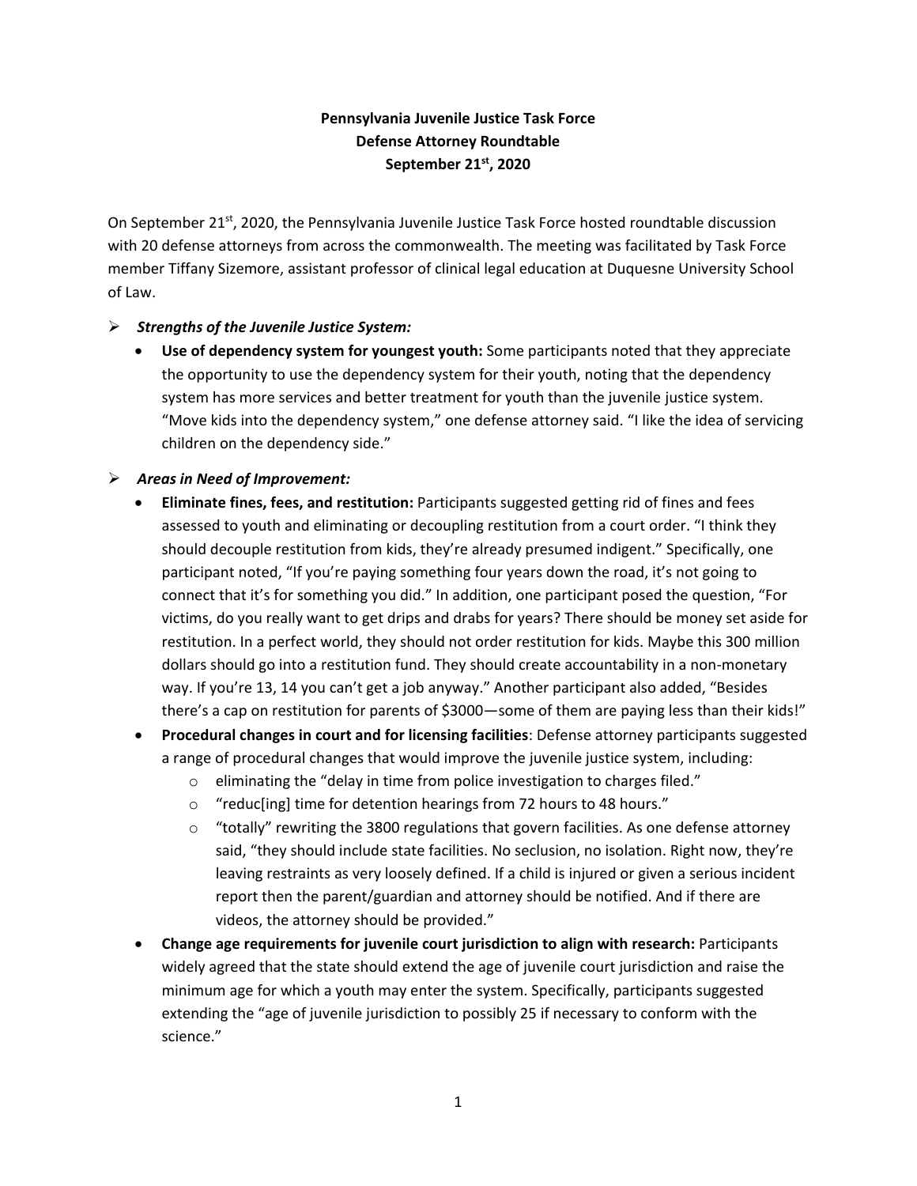**Pennsylvania Juvenile Justice Task Force**
**Defense Attorney Roundtable**
**September 21st, 2020**

On September 21st, 2020, the Pennsylvania Juvenile Justice Task Force hosted roundtable discussion with 20 defense attorneys from across the commonwealth. The meeting was facilitated by Task Force member Tiffany Sizemore, assistant professor of clinical legal education at Duquesne University School of Law.

- ***Strengths of the Juvenile Justice System:***
  - **Use of dependency system for youngest youth:** Some participants noted that they appreciate the opportunity to use the dependency system for their youth, noting that the dependency system has more services and better treatment for youth than the juvenile justice system. "Move kids into the dependency system," one defense attorney said. "I like the idea of servicing children on the dependency side."

- ***Areas in Need of Improvement:***
  - **Eliminate fines, fees, and restitution:** Participants suggested getting rid of fines and fees assessed to youth and eliminating or decoupling restitution from a court order. "I think they should decouple restitution from kids, they're already presumed indigent." Specifically, one participant noted, "If you're paying something four years down the road, it's not going to connect that it's for something you did." In addition, one participant posed the question, "For victims, do you really want to get drips and drabs for years? There should be money set aside for restitution. In a perfect world, they should not order restitution for kids. Maybe this 300 million dollars should go into a restitution fund. They should create accountability in a non-monetary way. If you're 13, 14 you can't get a job anyway." Another participant also added, "Besides there's a cap on restitution for parents of $3000—some of them are paying less than their kids!"
  - **Procedural changes in court and for licensing facilities**: Defense attorney participants suggested a range of procedural changes that would improve the juvenile justice system, including:
    - eliminating the "delay in time from police investigation to charges filed."
    - "reduc[ing] time for detention hearings from 72 hours to 48 hours."
    - "totally" rewriting the 3800 regulations that govern facilities. As one defense attorney said, "they should include state facilities. No seclusion, no isolation. Right now, they're leaving restraints as very loosely defined. If a child is injured or given a serious incident report then the parent/guardian and attorney should be notified. And if there are videos, the attorney should be provided."
  - **Change age requirements for juvenile court jurisdiction to align with research:** Participants widely agreed that the state should extend the age of juvenile court jurisdiction and raise the minimum age for which a youth may enter the system. Specifically, participants suggested extending the "age of juvenile jurisdiction to possibly 25 if necessary to conform with the science."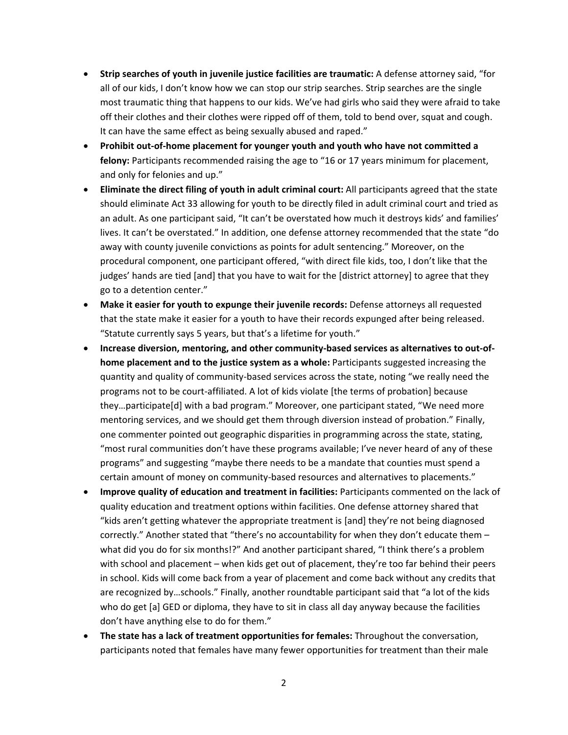- **Strip searches of youth in juvenile justice facilities are traumatic:** A defense attorney said, "for all of our kids, I don't know how we can stop our strip searches. Strip searches are the single most traumatic thing that happens to our kids. We've had girls who said they were afraid to take off their clothes and their clothes were ripped off of them, told to bend over, squat and cough. It can have the same effect as being sexually abused and raped."
- **Prohibit out-of-home placement for younger youth and youth who have not committed a felony:** Participants recommended raising the age to "16 or 17 years minimum for placement, and only for felonies and up."
- **Eliminate the direct filing of youth in adult criminal court:** All participants agreed that the state should eliminate Act 33 allowing for youth to be directly filed in adult criminal court and tried as an adult. As one participant said, "It can't be overstated how much it destroys kids' and families' lives. It can't be overstated." In addition, one defense attorney recommended that the state "do away with county juvenile convictions as points for adult sentencing." Moreover, on the procedural component, one participant offered, "with direct file kids, too, I don't like that the judges' hands are tied [and] that you have to wait for the [district attorney] to agree that they go to a detention center."
- **Make it easier for youth to expunge their juvenile records:** Defense attorneys all requested that the state make it easier for a youth to have their records expunged after being released. "Statute currently says 5 years, but that's a lifetime for youth."
- **Increase diversion, mentoring, and other community-based services as alternatives to out-of-home placement and to the justice system as a whole:** Participants suggested increasing the quantity and quality of community-based services across the state, noting "we really need the programs not to be court-affiliated. A lot of kids violate [the terms of probation] because they…participate[d] with a bad program." Moreover, one participant stated, "We need more mentoring services, and we should get them through diversion instead of probation." Finally, one commenter pointed out geographic disparities in programming across the state, stating, "most rural communities don't have these programs available; I've never heard of any of these programs" and suggesting "maybe there needs to be a mandate that counties must spend a certain amount of money on community-based resources and alternatives to placements."
- **Improve quality of education and treatment in facilities:** Participants commented on the lack of quality education and treatment options within facilities. One defense attorney shared that "kids aren't getting whatever the appropriate treatment is [and] they're not being diagnosed correctly." Another stated that "there's no accountability for when they don't educate them – what did you do for six months!?" And another participant shared, "I think there's a problem with school and placement – when kids get out of placement, they're too far behind their peers in school. Kids will come back from a year of placement and come back without any credits that are recognized by…schools." Finally, another roundtable participant said that "a lot of the kids who do get [a] GED or diploma, they have to sit in class all day anyway because the facilities don't have anything else to do for them."
- **The state has a lack of treatment opportunities for females:** Throughout the conversation, participants noted that females have many fewer opportunities for treatment than their male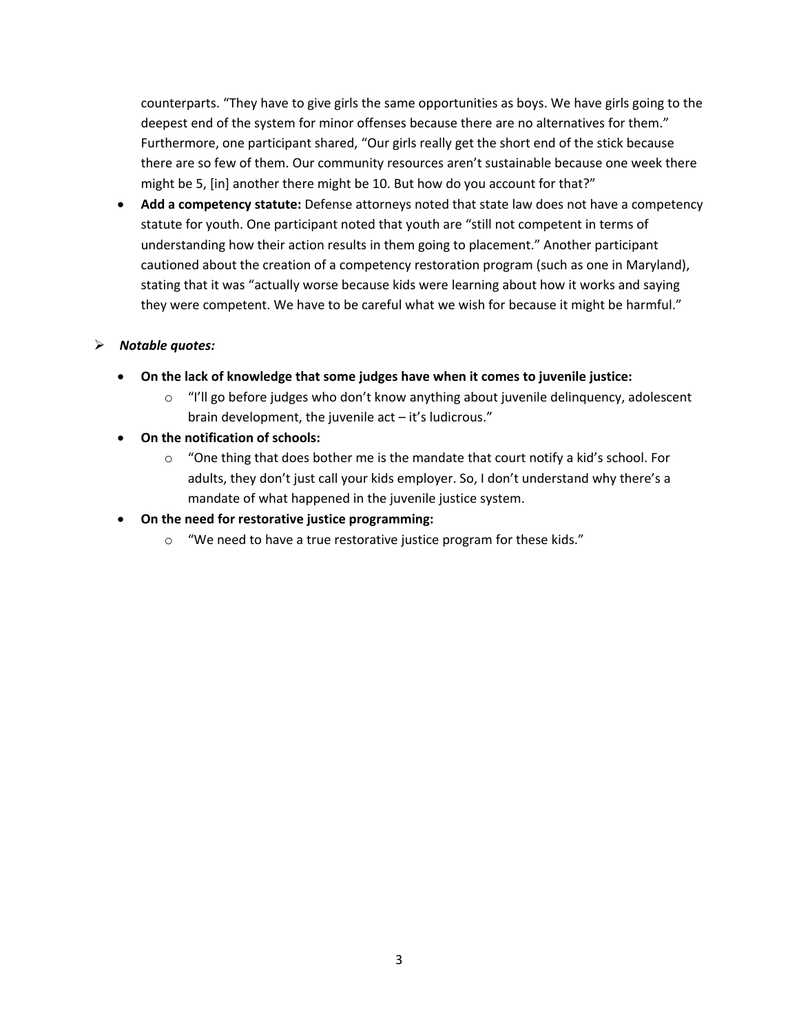counterparts. "They have to give girls the same opportunities as boys. We have girls going to the deepest end of the system for minor offenses because there are no alternatives for them." Furthermore, one participant shared, "Our girls really get the short end of the stick because there are so few of them. Our community resources aren't sustainable because one week there might be 5, [in] another there might be 10. But how do you account for that?"

- **Add a competency statute:** Defense attorneys noted that state law does not have a competency statute for youth. One participant noted that youth are "still not competent in terms of understanding how their action results in them going to placement." Another participant cautioned about the creation of a competency restoration program (such as one in Maryland), stating that it was "actually worse because kids were learning about how it works and saying they were competent. We have to be careful what we wish for because it might be harmful."

- ***Notable quotes:***
  - **On the lack of knowledge that some judges have when it comes to juvenile justice:**
    - "I'll go before judges who don't know anything about juvenile delinquency, adolescent brain development, the juvenile act – it's ludicrous."
  - **On the notification of schools:**
    - "One thing that does bother me is the mandate that court notify a kid's school. For adults, they don't just call your kids employer. So, I don't understand why there's a mandate of what happened in the juvenile justice system.
  - **On the need for restorative justice programming:**
    - "We need to have a true restorative justice program for these kids."